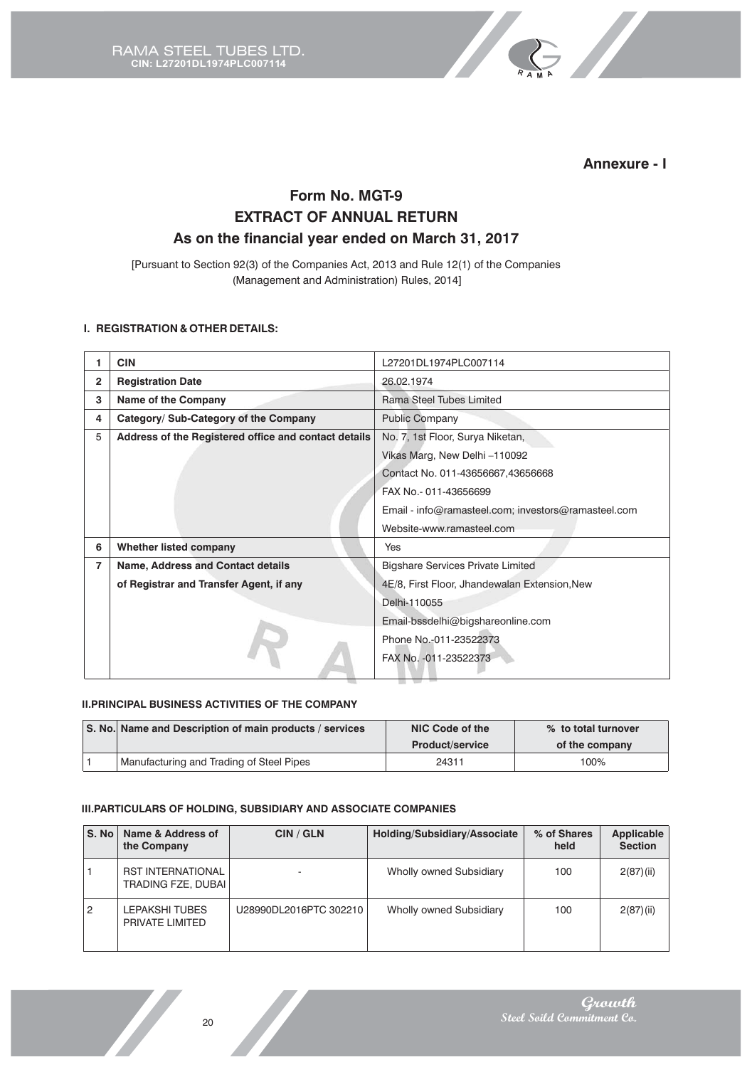**Annexure - I**

# Form No. MGT-9
# EXTRACT OF ANNUAL RETURN
## As on the financial year ended on March 31, 2017

[Pursuant to Section 92(3) of the Companies Act, 2013 and Rule 12(1) of the Companies (Management and Administration) Rules, 2014]

### I. REGISTRATION & OTHER DETAILS:

| | | |
|---|---|---|
| 1 | **CIN** | L27201DL1974PLC007114 |
| 2 | **Registration Date** | 26.02.1974 |
| 3 | **Name of the Company** | Rama Steel Tubes Limited |
| 4 | **Category/ Sub-Category of the Company** | Public Company |
| 5 | **Address of the Registered office and contact details** | No. 7, 1st Floor, Surya Niketan,<br>Vikas Marg, New Delhi –110092<br>Contact No. 011-43656667,43656668<br>FAX No.- 011-43656699<br>Email - info@ramasteel.com; investors@ramasteel.com<br>Website-www.ramasteel.com |
| 6 | **Whether listed company** | Yes |
| 7 | **Name, Address and Contact details of Registrar and Transfer Agent, if any** | Bigshare Services Private Limited<br>4E/8, First Floor, Jhandewalan Extension,New Delhi-110055<br>Email-bssdelhi@bigshareonline.com<br>Phone No.-011-23522373<br>FAX No. -011-23522373 |

### II.PRINCIPAL BUSINESS ACTIVITIES OF THE COMPANY

| S. No. | Name and Description of main products / services | NIC Code of the Product/service | % to total turnover of the company |
|---|---|---|---|
| 1 | Manufacturing and Trading of Steel Pipes | 24311 | 100% |

### III.PARTICULARS OF HOLDING, SUBSIDIARY AND ASSOCIATE COMPANIES

| S. No | Name & Address of the Company | CIN / GLN | Holding/Subsidiary/Associate | % of Shares held | Applicable Section |
|---|---|---|---|---|---|
| 1 | RST INTERNATIONAL TRADING FZE, DUBAI | - | Wholly owned Subsidiary | 100 | 2(87)(ii) |
| 2 | LEPAKSHI TUBES PRIVATE LIMITED | U28990DL2016PTC 302210 | Wholly owned Subsidiary | 100 | 2(87)(ii) |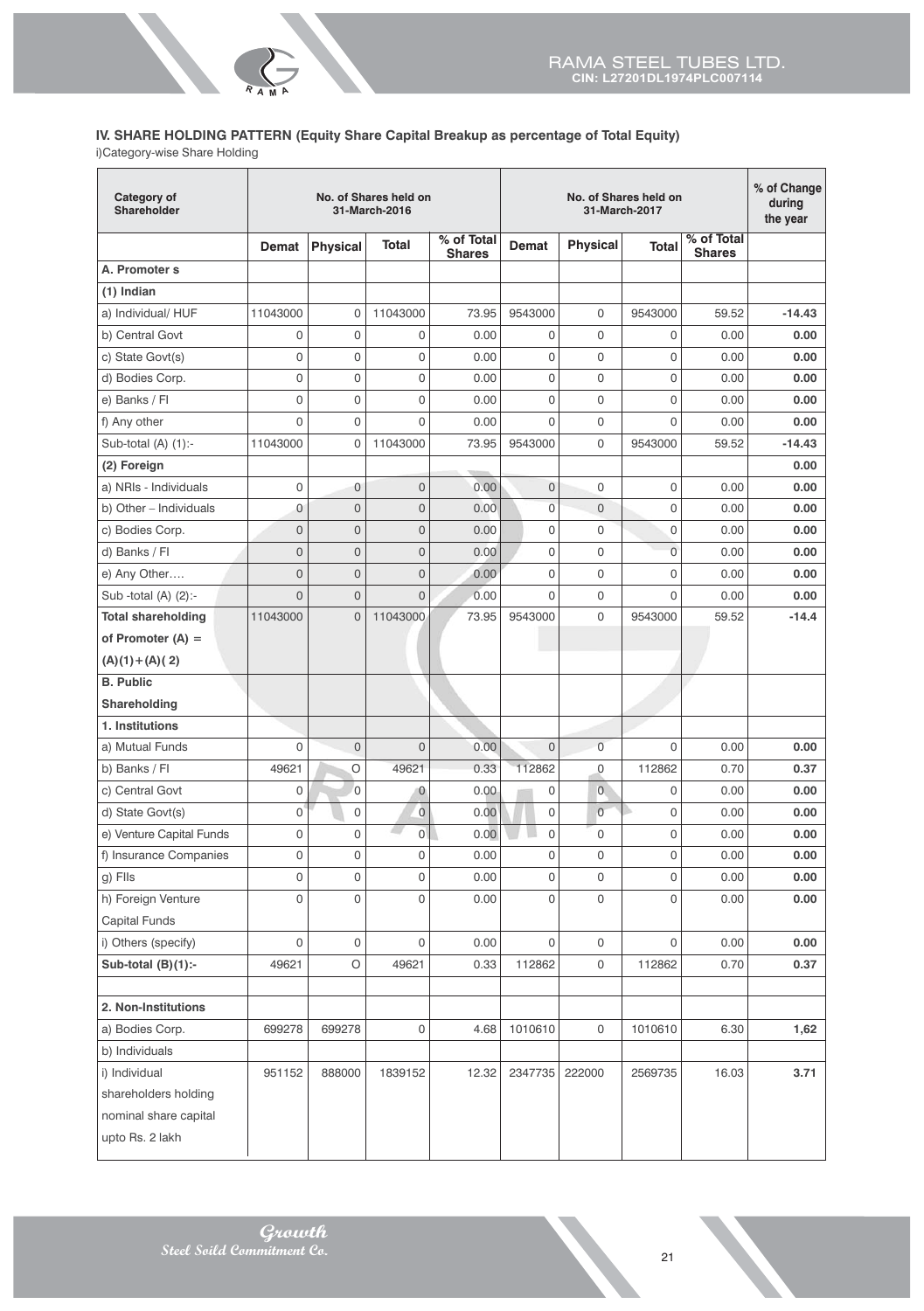## IV. SHARE HOLDING PATTERN (Equity Share Capital Breakup as percentage of Total Equity)

i)Category-wise Share Holding

| Category of Shareholder | No. of Shares held on 31-March-2016 | | | | No. of Shares held on 31-March-2017 | | | | % of Change during the year |
|---|---|---|---|---|---|---|---|---|---|
| | Demat | Physical | Total | % of Total Shares | Demat | Physical | Total | % of Total Shares | |
| **A. Promoter s** | | | | | | | | | |
| **(1) Indian** | | | | | | | | | |
| a) Individual/ HUF | 11043000 | 0 | 11043000 | 73.95 | 9543000 | 0 | 9543000 | 59.52 | **-14.43** |
| b) Central Govt | 0 | 0 | 0 | 0.00 | 0 | 0 | 0 | 0.00 | **0.00** |
| c) State Govt(s) | 0 | 0 | 0 | 0.00 | 0 | 0 | 0 | 0.00 | **0.00** |
| d) Bodies Corp. | 0 | 0 | 0 | 0.00 | 0 | 0 | 0 | 0.00 | **0.00** |
| e) Banks / FI | 0 | 0 | 0 | 0.00 | 0 | 0 | 0 | 0.00 | **0.00** |
| f) Any other | 0 | 0 | 0 | 0.00 | 0 | 0 | 0 | 0.00 | **0.00** |
| Sub-total (A) (1):- | 11043000 | 0 | 11043000 | 73.95 | 9543000 | 0 | 9543000 | 59.52 | **-14.43** |
| **(2) Foreign** | | | | | | | | | **0.00** |
| a) NRIs - Individuals | 0 | 0 | 0 | 0.00 | 0 | 0 | 0 | 0.00 | **0.00** |
| b) Other – Individuals | 0 | 0 | 0 | 0.00 | 0 | 0 | 0 | 0.00 | **0.00** |
| c) Bodies Corp. | 0 | 0 | 0 | 0.00 | 0 | 0 | 0 | 0.00 | **0.00** |
| d) Banks / FI | 0 | 0 | 0 | 0.00 | 0 | 0 | 0 | 0.00 | **0.00** |
| e) Any Other…. | 0 | 0 | 0 | 0.00 | 0 | 0 | 0 | 0.00 | **0.00** |
| Sub -total (A) (2):- | 0 | 0 | 0 | 0.00 | 0 | 0 | 0 | 0.00 | **0.00** |
| **Total shareholding of Promoter (A) = (A)(1)+(A)( 2)** | 11043000 | 0 | 11043000 | 73.95 | 9543000 | 0 | 9543000 | 59.52 | **-14.4** |
| **B. Public Shareholding** | | | | | | | | | |
| **1. Institutions** | | | | | | | | | |
| a) Mutual Funds | 0 | 0 | 0 | 0.00 | 0 | 0 | 0 | 0.00 | **0.00** |
| b) Banks / FI | 49621 | O | 49621 | 0.33 | 112862 | 0 | 112862 | 0.70 | **0.37** |
| c) Central Govt | 0 | 0 | 0 | 0.00 | 0 | 0 | 0 | 0.00 | **0.00** |
| d) State Govt(s) | 0 | 0 | 0 | 0.00 | 0 | 0 | 0 | 0.00 | **0.00** |
| e) Venture Capital Funds | 0 | 0 | 0 | 0.00 | 0 | 0 | 0 | 0.00 | **0.00** |
| f) Insurance Companies | 0 | 0 | 0 | 0.00 | 0 | 0 | 0 | 0.00 | **0.00** |
| g) FIIs | 0 | 0 | 0 | 0.00 | 0 | 0 | 0 | 0.00 | **0.00** |
| h) Foreign Venture Capital Funds | 0 | 0 | 0 | 0.00 | 0 | 0 | 0 | 0.00 | **0.00** |
| i) Others (specify) | 0 | 0 | 0 | 0.00 | 0 | 0 | 0 | 0.00 | **0.00** |
| **Sub-total (B)(1):-** | 49621 | O | 49621 | 0.33 | 112862 | 0 | 112862 | 0.70 | **0.37** |
| | | | | | | | | | |
| **2. Non-Institutions** | | | | | | | | | |
| a) Bodies Corp. | 699278 | 699278 | 0 | 4.68 | 1010610 | 0 | 1010610 | 6.30 | **1,62** |
| b) Individuals | | | | | | | | | |
| i) Individual shareholders holding nominal share capital upto Rs. 2 lakh | 951152 | 888000 | 1839152 | 12.32 | 2347735 | 222000 | 2569735 | 16.03 | **3.71** |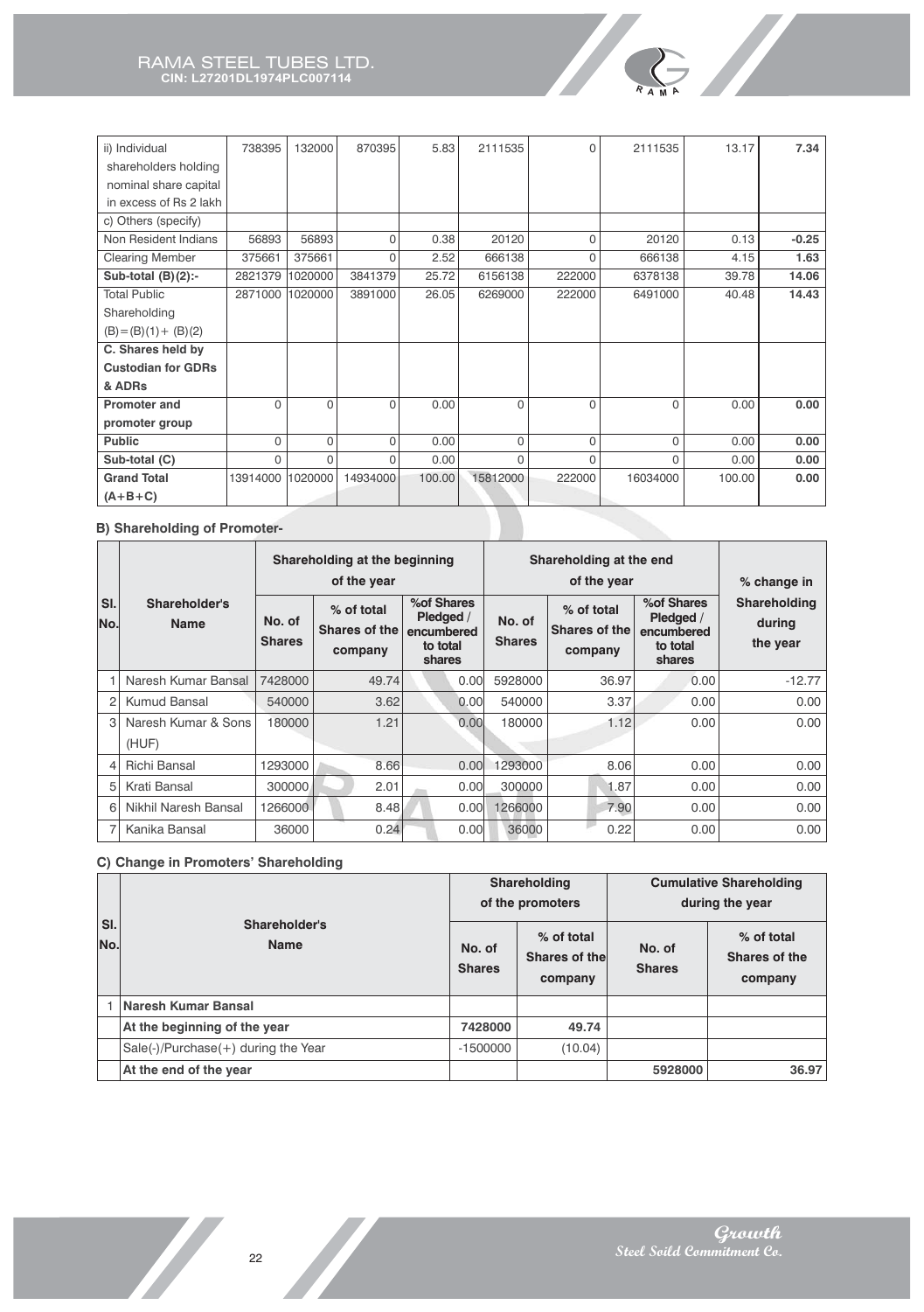| | | | | | | | | | |
|---|---|---|---|---|---|---|---|---|---|
| ii) Individual shareholders holding nominal share capital in excess of Rs 2 lakh | 738395 | 132000 | 870395 | 5.83 | 2111535 | 0 | 2111535 | 13.17 | **7.34** |
| c) Others (specify) | | | | | | | | | |
| Non Resident Indians | 56893 | 56893 | 0 | 0.38 | 20120 | 0 | 20120 | 0.13 | **-0.25** |
| Clearing Member | 375661 | 375661 | 0 | 2.52 | 666138 | 0 | 666138 | 4.15 | **1.63** |
| **Sub-total (B)(2):-** | 2821379 | 1020000 | 3841379 | 25.72 | 6156138 | 222000 | 6378138 | 39.78 | **14.06** |
| Total Public Shareholding (B)=(B)(1)+ (B)(2) | 2871000 | 1020000 | 3891000 | 26.05 | 6269000 | 222000 | 6491000 | 40.48 | **14.43** |
| **C. Shares held by Custodian for GDRs & ADRs** | | | | | | | | | |
| **Promoter and promoter group** | 0 | 0 | 0 | 0.00 | 0 | 0 | 0 | 0.00 | **0.00** |
| **Public** | 0 | 0 | 0 | 0.00 | 0 | 0 | 0 | 0.00 | **0.00** |
| **Sub-total (C)** | 0 | 0 | 0 | 0.00 | 0 | 0 | 0 | 0.00 | **0.00** |
| **Grand Total (A+B+C)** | 13914000 | 1020000 | 14934000 | 100.00 | 15812000 | 222000 | 16034000 | 100.00 | **0.00** |

**B) Shareholding of Promoter-**

| Sl. No. | Shareholder's Name | Shareholding at the beginning of the year | | | Shareholding at the end of the year | | | % change in Shareholding during the year |
|---|---|---|---|---|---|---|---|---|
| | | No. of Shares | % of total Shares of the company | %of Shares Pledged / encumbered to total shares | No. of Shares | % of total Shares of the company | %of Shares Pledged / encumbered to total shares | |
| 1 | Naresh Kumar Bansal | 7428000 | 49.74 | 0.00 | 5928000 | 36.97 | 0.00 | -12.77 |
| 2 | Kumud Bansal | 540000 | 3.62 | 0.00 | 540000 | 3.37 | 0.00 | 0.00 |
| 3 | Naresh Kumar & Sons (HUF) | 180000 | 1.21 | 0.00 | 180000 | 1.12 | 0.00 | 0.00 |
| 4 | Richi Bansal | 1293000 | 8.66 | 0.00 | 1293000 | 8.06 | 0.00 | 0.00 |
| 5 | Krati Bansal | 300000 | 2.01 | 0.00 | 300000 | 1.87 | 0.00 | 0.00 |
| 6 | Nikhil Naresh Bansal | 1266000 | 8.48 | 0.00 | 1266000 | 7.90 | 0.00 | 0.00 |
| 7 | Kanika Bansal | 36000 | 0.24 | 0.00 | 36000 | 0.22 | 0.00 | 0.00 |

**C) Change in Promoters' Shareholding**

| Sl. No. | Shareholder's Name | Shareholding of the promoters | | Cumulative Shareholding during the year | |
|---|---|---|---|---|---|
| | | No. of Shares | % of total Shares of the company | No. of Shares | % of total Shares of the company |
| 1 | **Naresh Kumar Bansal** | | | | |
| | **At the beginning of the year** | **7428000** | **49.74** | | |
| | Sale(-)/Purchase(+) during the Year | -1500000 | (10.04) | | |
| | **At the end of the year** | | | **5928000** | **36.97** |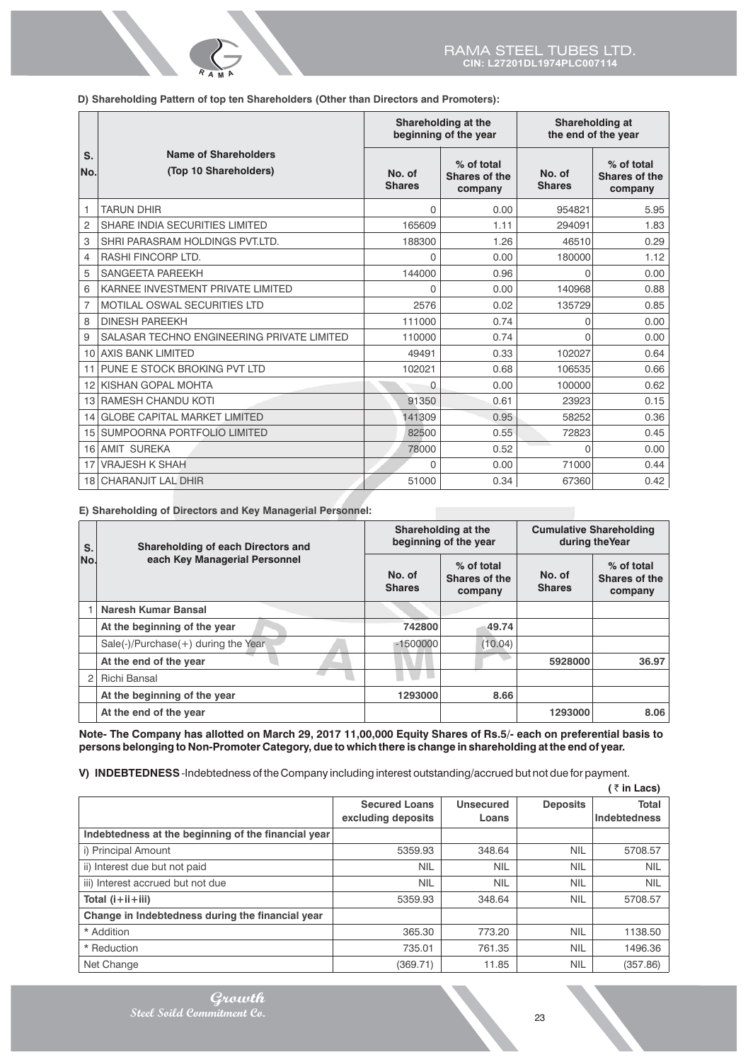**D) Shareholding Pattern of top ten Shareholders (Other than Directors and Promoters):**

| S. No. | Name of Shareholders (Top 10 Shareholders) | Shareholding at the beginning of the year | | Shareholding at the end of the year | |
|---|---|---|---|---|---|
| | | No. of Shares | % of total Shares of the company | No. of Shares | % of total Shares of the company |
| 1 | TARUN DHIR | 0 | 0.00 | 954821 | 5.95 |
| 2 | SHARE INDIA SECURITIES LIMITED | 165609 | 1.11 | 294091 | 1.83 |
| 3 | SHRI PARASRAM HOLDINGS PVT.LTD. | 188300 | 1.26 | 46510 | 0.29 |
| 4 | RASHI FINCORP LTD. | 0 | 0.00 | 180000 | 1.12 |
| 5 | SANGEETA PAREEKH | 144000 | 0.96 | 0 | 0.00 |
| 6 | KARNEE INVESTMENT PRIVATE LIMITED | 0 | 0.00 | 140968 | 0.88 |
| 7 | MOTILAL OSWAL SECURITIES LTD | 2576 | 0.02 | 135729 | 0.85 |
| 8 | DINESH PAREEKH | 111000 | 0.74 | 0 | 0.00 |
| 9 | SALASAR TECHNO ENGINEERING PRIVATE LIMITED | 110000 | 0.74 | 0 | 0.00 |
| 10 | AXIS BANK LIMITED | 49491 | 0.33 | 102027 | 0.64 |
| 11 | PUNE E STOCK BROKING PVT LTD | 102021 | 0.68 | 106535 | 0.66 |
| 12 | KISHAN GOPAL MOHTA | 0 | 0.00 | 100000 | 0.62 |
| 13 | RAMESH CHANDU KOTI | 91350 | 0.61 | 23923 | 0.15 |
| 14 | GLOBE CAPITAL MARKET LIMITED | 141309 | 0.95 | 58252 | 0.36 |
| 15 | SUMPOORNA PORTFOLIO LIMITED | 82500 | 0.55 | 72823 | 0.45 |
| 16 | AMIT SUREKA | 78000 | 0.52 | 0 | 0.00 |
| 17 | VRAJESH K SHAH | 0 | 0.00 | 71000 | 0.44 |
| 18 | CHARANJIT LAL DHIR | 51000 | 0.34 | 67360 | 0.42 |

**E) Shareholding of Directors and Key Managerial Personnel:**

| S. No. | Shareholding of each Directors and each Key Managerial Personnel | Shareholding at the beginning of the year | | Cumulative Shareholding during theYear | |
|---|---|---|---|---|---|
| | | No. of Shares | % of total Shares of the company | No. of Shares | % of total Shares of the company |
| 1 | **Naresh Kumar Bansal** | | | | |
| | **At the beginning of the year** | **742800** | **49.74** | | |
| | Sale(-)/Purchase(+) during the Year | -1500000 | (10.04) | | |
| | **At the end of the year** | | | **5928000** | **36.97** |
| 2 | Richi Bansal | | | | |
| | **At the beginning of the year** | **1293000** | **8.66** | | |
| | **At the end of the year** | | | **1293000** | **8.06** |

**Note- The Company has allotted on March 29, 2017 11,00,000 Equity Shares of Rs.5/- each on preferential basis to persons belonging to Non-Promoter Category, due to which there is change in shareholding at the end of year.**

**V) INDEBTEDNESS** -Indebtedness of the Company including interest outstanding/accrued but not due for payment.

**( ₹ in Lacs)**

| | Secured Loans excluding deposits | Unsecured Loans | Deposits | Total Indebtedness |
|---|---|---|---|---|
| **Indebtedness at the beginning of the financial year** | | | | |
| i) Principal Amount | 5359.93 | 348.64 | NIL | 5708.57 |
| ii) Interest due but not paid | NIL | NIL | NIL | NIL |
| iii) Interest accrued but not due | NIL | NIL | NIL | NIL |
| **Total (i+ii+iii)** | 5359.93 | 348.64 | NIL | 5708.57 |
| **Change in Indebtedness during the financial year** | | | | |
| * Addition | 365.30 | 773.20 | NIL | 1138.50 |
| * Reduction | 735.01 | 761.35 | NIL | 1496.36 |
| Net Change | (369.71) | 11.85 | NIL | (357.86) |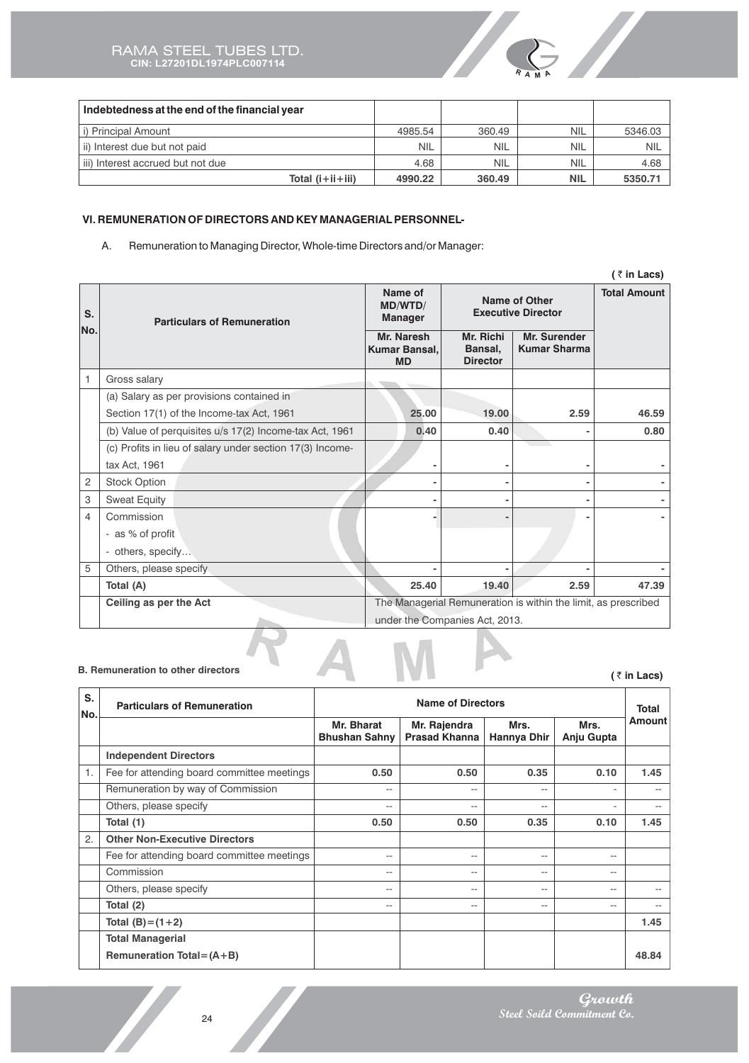| Indebtedness at the end of the financial year | | | | |
|---|---|---|---|---|
| i) Principal Amount | 4985.54 | 360.49 | NIL | 5346.03 |
| ii) Interest due but not paid | NIL | NIL | NIL | NIL |
| iii) Interest accrued but not due | 4.68 | NIL | NIL | 4.68 |
| **Total (i+ii+iii)** | **4990.22** | **360.49** | **NIL** | **5350.71** |

## VI. REMUNERATION OF DIRECTORS AND KEY MANAGERIAL PERSONNEL-

A. Remuneration to Managing Director, Whole-time Directors and/or Manager:

**( ₹ in Lacs)**

| S. No. | Particulars of Remuneration | Name of MD/WTD/ Manager | Name of Other Executive Director | | Total Amount |
|---|---|---|---|---|---|
| | | Mr. Naresh Kumar Bansal, MD | Mr. Richi Bansal, Director | Mr. Surender Kumar Sharma | |
| 1 | Gross salary | | | | |
| | (a) Salary as per provisions contained in Section 17(1) of the Income-tax Act, 1961 | 25.00 | 19.00 | 2.59 | 46.59 |
| | (b) Value of perquisites u/s 17(2) Income-tax Act, 1961 | 0.40 | 0.40 | - | 0.80 |
| | (c) Profits in lieu of salary under section 17(3) Income-tax Act, 1961 | - | - | - | - |
| 2 | Stock Option | - | - | - | - |
| 3 | Sweat Equity | - | - | - | - |
| 4 | Commission<br>- as % of profit<br>- others, specify… | - | - | - | - |
| 5 | Others, please specify | - | - | - | - |
| | **Total (A)** | **25.40** | **19.40** | **2.59** | **47.39** |
| | **Ceiling as per the Act** | The Managerial Remuneration is within the limit, as prescribed under the Companies Act, 2013. | | | |

**B. Remuneration to other directors**

**( ₹ in Lacs)**

| S. No. | Particulars of Remuneration | Name of Directors | | | | Total Amount |
|---|---|---|---|---|---|---|
| | | Mr. Bharat Bhushan Sahny | Mr. Rajendra Prasad Khanna | Mrs. Hannya Dhir | Mrs. Anju Gupta | |
| | **Independent Directors** | | | | | |
| 1. | Fee for attending board committee meetings | 0.50 | 0.50 | 0.35 | 0.10 | 1.45 |
| | Remuneration by way of Commission | -- | -- | -- | - | -- |
| | Others, please specify | -- | -- | -- | - | -- |
| | **Total (1)** | **0.50** | **0.50** | **0.35** | **0.10** | **1.45** |
| 2. | **Other Non-Executive Directors** | | | | | |
| | Fee for attending board committee meetings | -- | -- | -- | -- | |
| | Commission | -- | -- | -- | -- | |
| | Others, please specify | -- | -- | -- | -- | -- |
| | **Total (2)** | -- | -- | -- | -- | -- |
| | **Total (B)=(1+2)** | | | | | **1.45** |
| | **Total Managerial Remuneration Total=(A+B)** | | | | | **48.84** |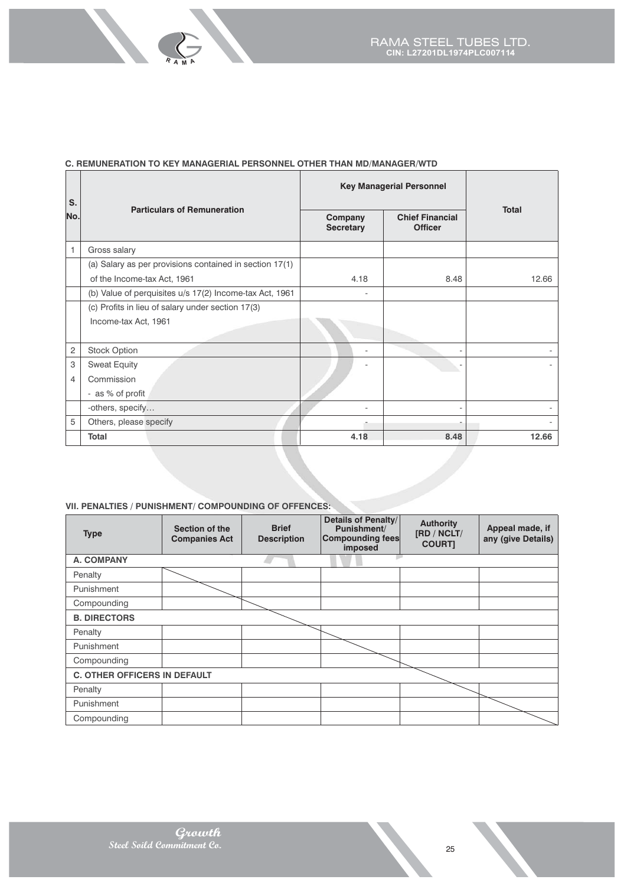#### C. REMUNERATION TO KEY MANAGERIAL PERSONNEL OTHER THAN MD/MANAGER/WTD

| S. No. | Particulars of Remuneration | Key Managerial Personnel | | Total |
|---|---|---|---|---|
| | | Company Secretary | Chief Financial Officer | |
| 1 | Gross salary | | | |
| | (a) Salary as per provisions contained in section 17(1) of the Income-tax Act, 1961 | 4.18 | 8.48 | 12.66 |
| | (b) Value of perquisites u/s 17(2) Income-tax Act, 1961 | - | | |
| | (c) Profits in lieu of salary under section 17(3) Income-tax Act, 1961 | | | |
| 2 | Stock Option | - | - | - |
| 3 | Sweat Equity | - | - | - |
| 4 | Commission | | | |
| | - as % of profit | | | |
| | -others, specify… | - | - | - |
| 5 | Others, please specify | - | - | - |
| | **Total** | **4.18** | **8.48** | **12.66** |

#### VII. PENALTIES / PUNISHMENT/ COMPOUNDING OF OFFENCES:

| Type | Section of the Companies Act | Brief Description | Details of Penalty/ Punishment/ Compounding fees imposed | Authority [RD / NCLT/ COURT] | Appeal made, if any (give Details) |
|---|---|---|---|---|---|
| **A. COMPANY** | | | | | |
| Penalty | | | | | |
| Punishment | | | | | |
| Compounding | | | | | |
| **B. DIRECTORS** | | | | | |
| Penalty | | | | | |
| Punishment | | | | | |
| Compounding | | | | | |
| **C. OTHER OFFICERS IN DEFAULT** | | | | | |
| Penalty | | | | | |
| Punishment | | | | | |
| Compounding | | | | | |